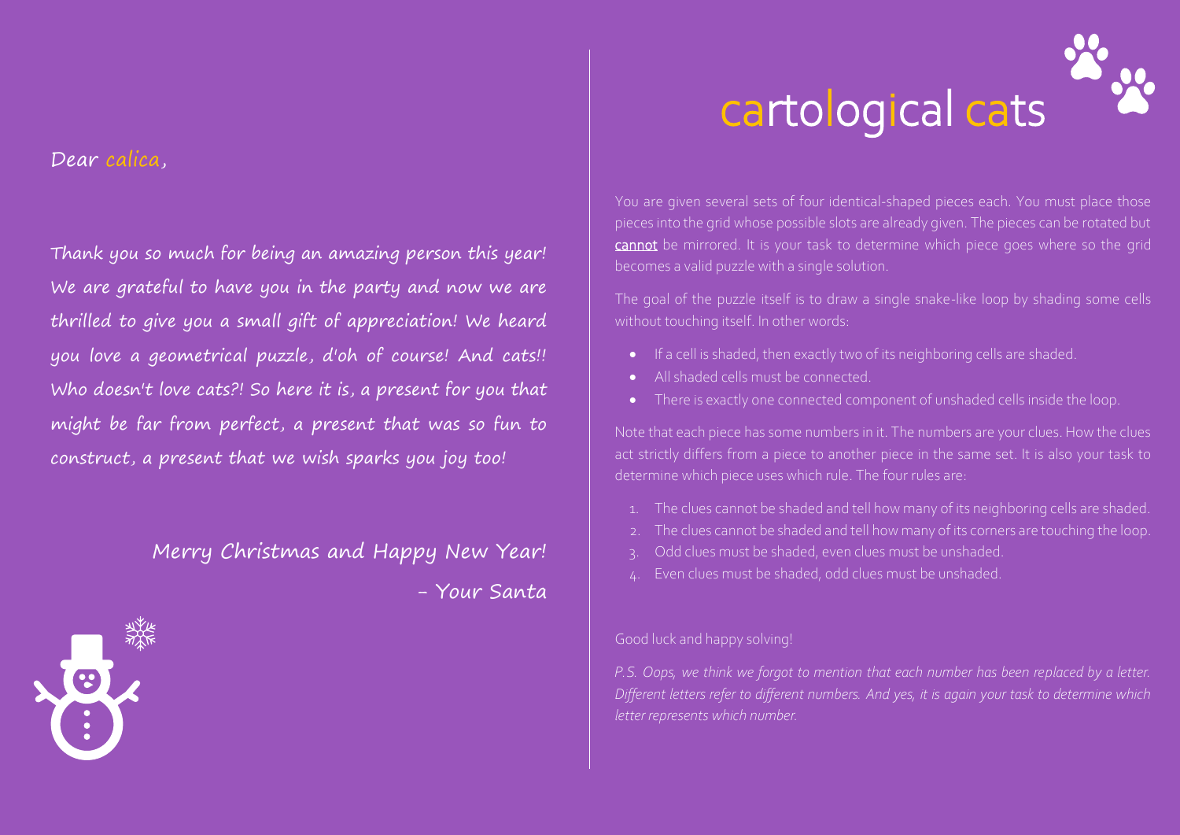Dear calica,

Thank you so much for being an amazing person this year! We are grateful to have you in the party and now we are thrilled to give you a small gift of appreciation! We heard you love a geometrical puzzle, d'oh of course! And cats!! Who doesn't love cats?! So here it is, a present for you that might be far from perfect, a present that was so fun to construct, a present that we wish sparks you joy too!

Merry Christmas and Happy New Year!

\- Your Santa

# cartological cats

You are given several sets of four identical-shaped pieces each. You must place those pieces into the grid whose possible slots are already given. The pieces can be rotated but cannot be mirrored. It is your task to determine which piece goes where so the grid becomes a valid puzzle with a single solution.

The goal of the puzzle itself is to draw a single snake-like loop by shading some cells without touching itself. In other words:

- If a cell is shaded, then exactly two of its neighboring cells are shaded.
- All shaded cells must be connected.
- There is exactly one connected component of unshaded cells inside the loop.

Note that each piece has some numbers in it. The numbers are your clues. How the clues act strictly differs from a piece to another piece in the same set. It is also your task to determine which piece uses which rule. The four rules are:

1. The clues cannot be shaded and tell how many of its neighboring cells are shaded.
2. The clues cannot be shaded and tell how many of its corners are touching the loop.
3. Odd clues must be shaded, even clues must be unshaded.
4. Even clues must be shaded, odd clues must be unshaded.

Good luck and happy solving!

*P.S. Oops, we think we forgot to mention that each number has been replaced by a letter. Different letters refer to different numbers. And yes, it is again your task to determine which letter represents which number.*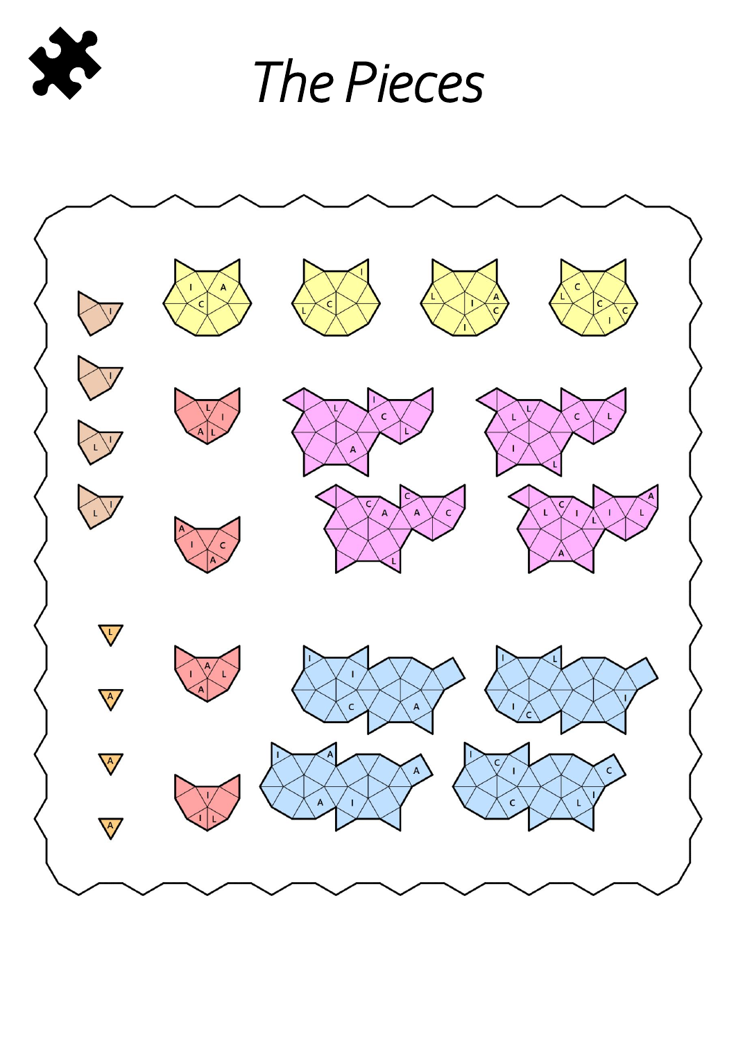# The Pieces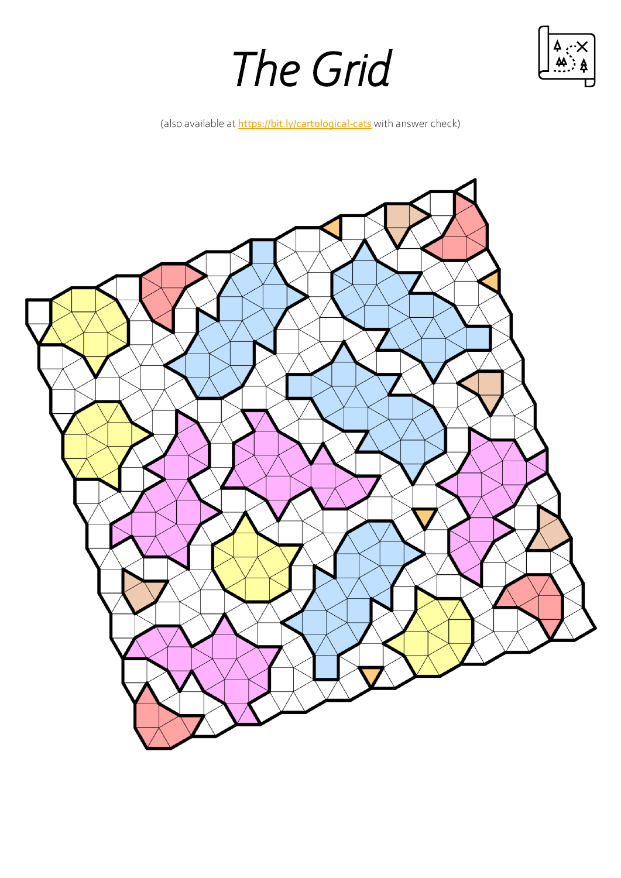# The Grid

(also available at https://bit.ly/cartological-cats with answer check)